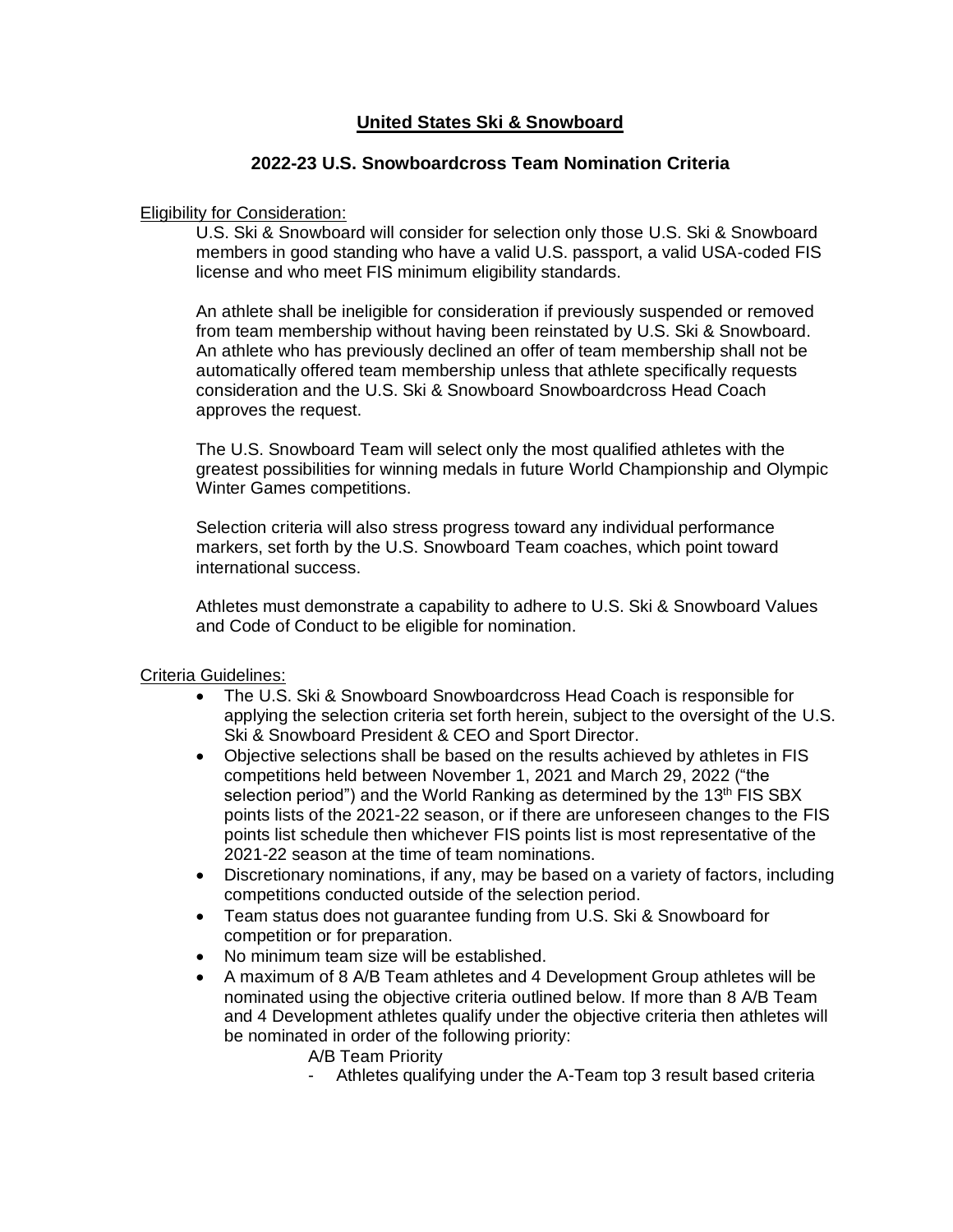# United States Ski & Snowboard

## 2022-23 U.S. Snowboardcross Team Nomination Criteria

Eligibility for Consideration:

U.S. Ski & Snowboard will consider for selection only those U.S. Ski & Snowboard members in good standing who have a valid U.S. passport, a valid USA-coded FIS license and who meet FIS minimum eligibility standards.

An athlete shall be ineligible for consideration if previously suspended or removed from team membership without having been reinstated by U.S. Ski & Snowboard. An athlete who has previously declined an offer of team membership shall not be automatically offered team membership unless that athlete specifically requests consideration and the U.S. Ski & Snowboard Snowboardcross Head Coach approves the request.

The U.S. Snowboard Team will select only the most qualified athletes with the greatest possibilities for winning medals in future World Championship and Olympic Winter Games competitions.

Selection criteria will also stress progress toward any individual performance markers, set forth by the U.S. Snowboard Team coaches, which point toward international success.

Athletes must demonstrate a capability to adhere to U.S. Ski & Snowboard Values and Code of Conduct to be eligible for nomination.

Criteria Guidelines:

- The U.S. Ski & Snowboard Snowboardcross Head Coach is responsible for applying the selection criteria set forth herein, subject to the oversight of the U.S. Ski & Snowboard President & CEO and Sport Director.
- Objective selections shall be based on the results achieved by athletes in FIS competitions held between November 1, 2021 and March 29, 2022 ("the selection period") and the World Ranking as determined by the 13th FIS SBX points lists of the 2021-22 season, or if there are unforeseen changes to the FIS points list schedule then whichever FIS points list is most representative of the 2021-22 season at the time of team nominations.
- Discretionary nominations, if any, may be based on a variety of factors, including competitions conducted outside of the selection period.
- Team status does not guarantee funding from U.S. Ski & Snowboard for competition or for preparation.
- No minimum team size will be established.
- A maximum of 8 A/B Team athletes and 4 Development Group athletes will be nominated using the objective criteria outlined below. If more than 8 A/B Team and 4 Development athletes qualify under the objective criteria then athletes will be nominated in order of the following priority:

  A/B Team Priority

  - Athletes qualifying under the A-Team top 3 result based criteria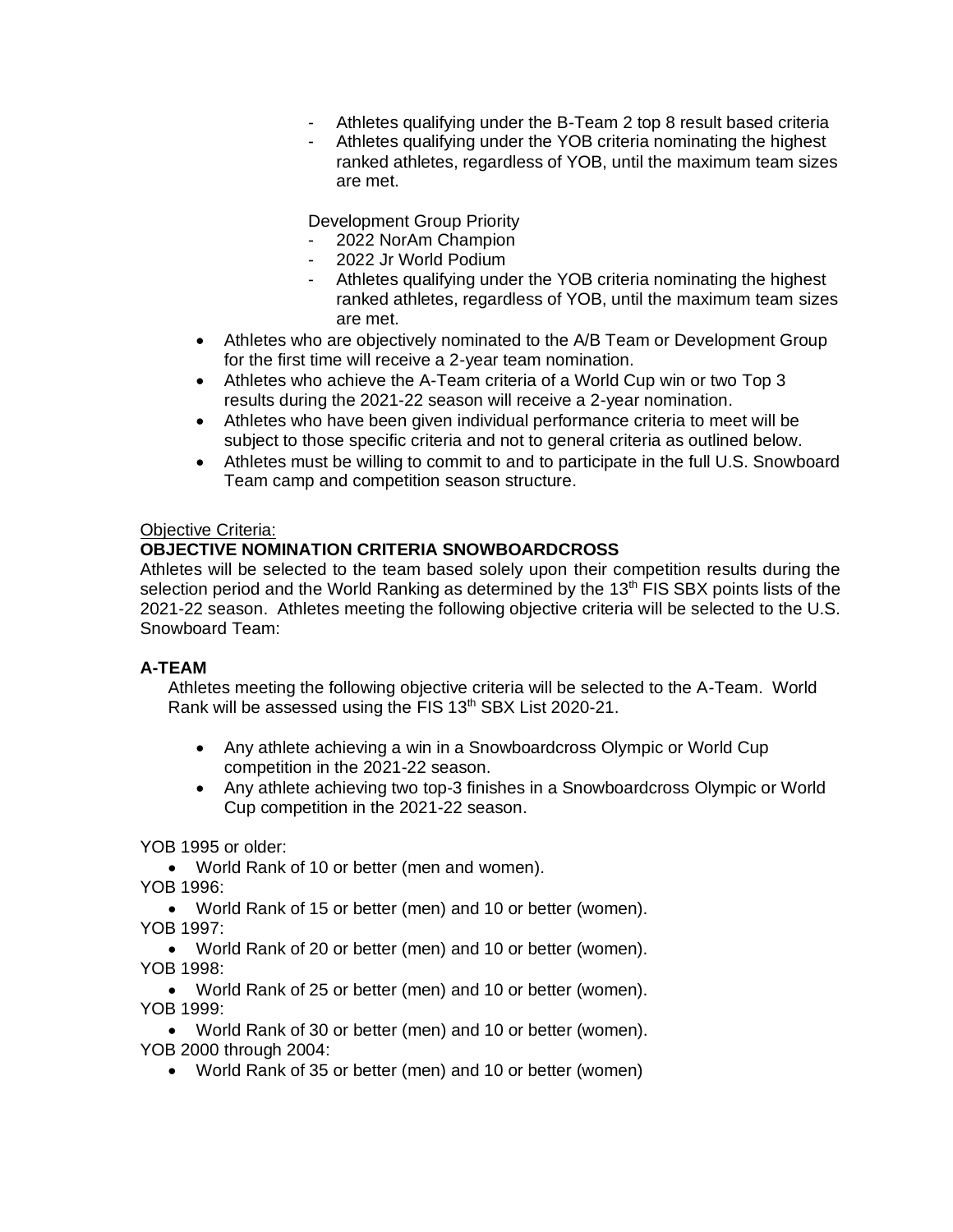- Athletes qualifying under the B-Team 2 top 8 result based criteria
- Athletes qualifying under the YOB criteria nominating the highest ranked athletes, regardless of YOB, until the maximum team sizes are met.

Development Group Priority

- 2022 NorAm Champion
- 2022 Jr World Podium
- Athletes qualifying under the YOB criteria nominating the highest ranked athletes, regardless of YOB, until the maximum team sizes are met.

- Athletes who are objectively nominated to the A/B Team or Development Group for the first time will receive a 2-year team nomination.
- Athletes who achieve the A-Team criteria of a World Cup win or two Top 3 results during the 2021-22 season will receive a 2-year nomination.
- Athletes who have been given individual performance criteria to meet will be subject to those specific criteria and not to general criteria as outlined below.
- Athletes must be willing to commit to and to participate in the full U.S. Snowboard Team camp and competition season structure.

Objective Criteria:

**OBJECTIVE NOMINATION CRITERIA SNOWBOARDCROSS**

Athletes will be selected to the team based solely upon their competition results during the selection period and the World Ranking as determined by the 13th FIS SBX points lists of the 2021-22 season. Athletes meeting the following objective criteria will be selected to the U.S. Snowboard Team:

**A-TEAM**

Athletes meeting the following objective criteria will be selected to the A-Team. World Rank will be assessed using the FIS 13th SBX List 2020-21.

- Any athlete achieving a win in a Snowboardcross Olympic or World Cup competition in the 2021-22 season.
- Any athlete achieving two top-3 finishes in a Snowboardcross Olympic or World Cup competition in the 2021-22 season.

YOB 1995 or older:

- World Rank of 10 or better (men and women).

YOB 1996:

- World Rank of 15 or better (men) and 10 or better (women).

YOB 1997:

- World Rank of 20 or better (men) and 10 or better (women).

YOB 1998:

- World Rank of 25 or better (men) and 10 or better (women).

YOB 1999:

- World Rank of 30 or better (men) and 10 or better (women).

YOB 2000 through 2004:

- World Rank of 35 or better (men) and 10 or better (women)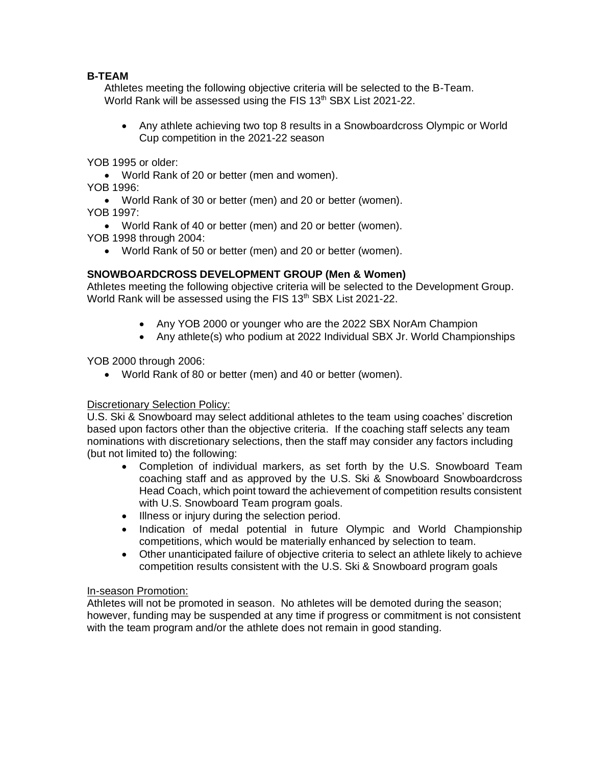**B-TEAM**

Athletes meeting the following objective criteria will be selected to the B-Team.
World Rank will be assessed using the FIS 13th SBX List 2021-22.

- Any athlete achieving two top 8 results in a Snowboardcross Olympic or World Cup competition in the 2021-22 season

YOB 1995 or older:

- World Rank of 20 or better (men and women).

YOB 1996:

- World Rank of 30 or better (men) and 20 or better (women).

YOB 1997:

- World Rank of 40 or better (men) and 20 or better (women).

YOB 1998 through 2004:

- World Rank of 50 or better (men) and 20 or better (women).

**SNOWBOARDCROSS DEVELOPMENT GROUP (Men & Women)**

Athletes meeting the following objective criteria will be selected to the Development Group. World Rank will be assessed using the FIS 13th SBX List 2021-22.

- Any YOB 2000 or younger who are the 2022 SBX NorAm Champion
- Any athlete(s) who podium at 2022 Individual SBX Jr. World Championships

YOB 2000 through 2006:

- World Rank of 80 or better (men) and 40 or better (women).

Discretionary Selection Policy:

U.S. Ski & Snowboard may select additional athletes to the team using coaches' discretion based upon factors other than the objective criteria. If the coaching staff selects any team nominations with discretionary selections, then the staff may consider any factors including (but not limited to) the following:

- Completion of individual markers, as set forth by the U.S. Snowboard Team coaching staff and as approved by the U.S. Ski & Snowboard Snowboardcross Head Coach, which point toward the achievement of competition results consistent with U.S. Snowboard Team program goals.
- Illness or injury during the selection period.
- Indication of medal potential in future Olympic and World Championship competitions, which would be materially enhanced by selection to team.
- Other unanticipated failure of objective criteria to select an athlete likely to achieve competition results consistent with the U.S. Ski & Snowboard program goals

In-season Promotion:

Athletes will not be promoted in season. No athletes will be demoted during the season; however, funding may be suspended at any time if progress or commitment is not consistent with the team program and/or the athlete does not remain in good standing.